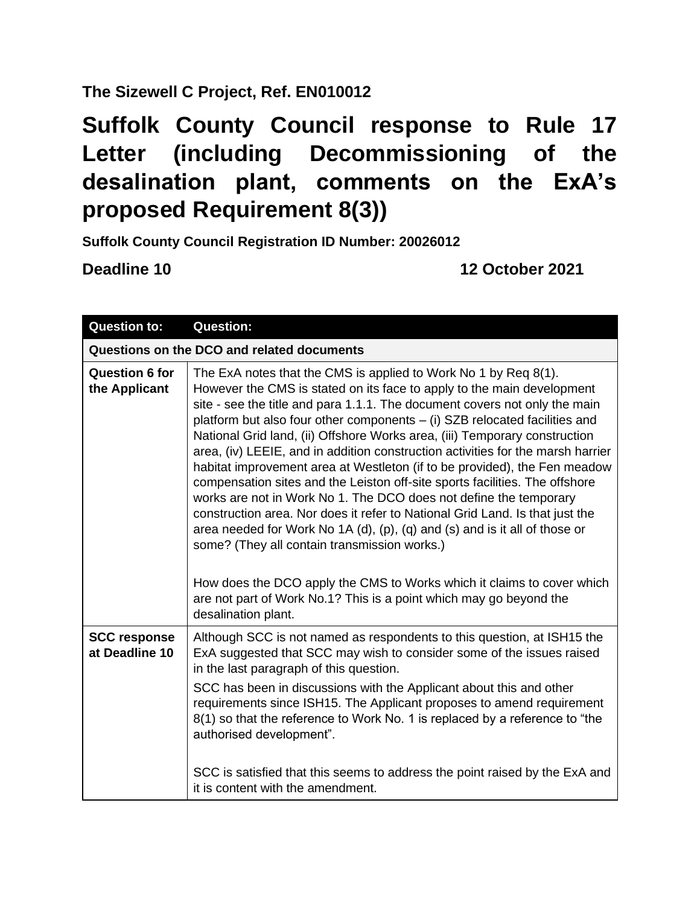**The Sizewell C Project, Ref. EN010012**

# Suffolk County Council response to Rule 17 Letter (including Decommissioning of the desalination plant, comments on the ExA's proposed Requirement 8(3))

**Suffolk County Council Registration ID Number: 20026012**

**Deadline 10** **12 October 2021**

| Question to: | Question: |
|---|---|
| **Questions on the DCO and related documents** | |
| **Question 6 for the Applicant** | The ExA notes that the CMS is applied to Work No 1 by Req 8(1). However the CMS is stated on its face to apply to the main development site - see the title and para 1.1.1. The document covers not only the main platform but also four other components – (i) SZB relocated facilities and National Grid land, (ii) Offshore Works area, (iii) Temporary construction area, (iv) LEEIE, and in addition construction activities for the marsh harrier habitat improvement area at Westleton (if to be provided), the Fen meadow compensation sites and the Leiston off-site sports facilities. The offshore works are not in Work No 1. The DCO does not define the temporary construction area. Nor does it refer to National Grid Land. Is that just the area needed for Work No 1A (d), (p), (q) and (s) and is it all of those or some? (They all contain transmission works.)<br><br>How does the DCO apply the CMS to Works which it claims to cover which are not part of Work No.1? This is a point which may go beyond the desalination plant. |
| **SCC response at Deadline 10** | Although SCC is not named as respondents to this question, at ISH15 the ExA suggested that SCC may wish to consider some of the issues raised in the last paragraph of this question.<br><br>SCC has been in discussions with the Applicant about this and other requirements since ISH15. The Applicant proposes to amend requirement 8(1) so that the reference to Work No. 1 is replaced by a reference to "the authorised development".<br><br>SCC is satisfied that this seems to address the point raised by the ExA and it is content with the amendment. |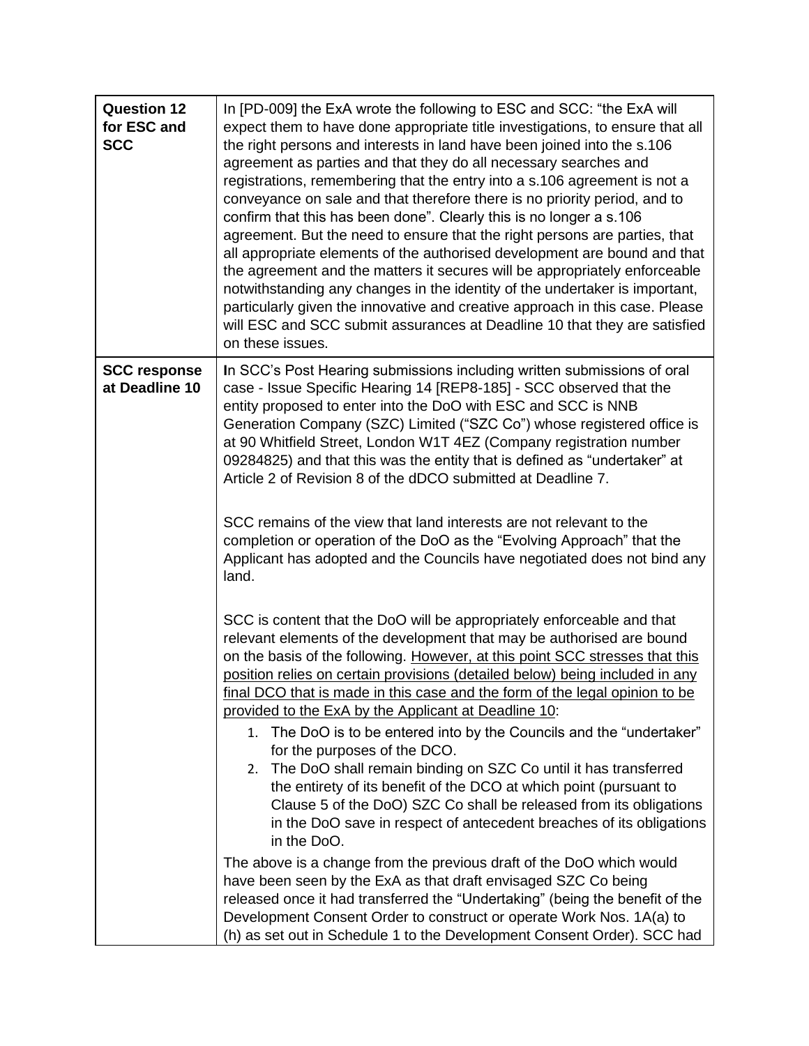| | |
|---|---|
| **Question 12 for ESC and SCC** | In [PD-009] the ExA wrote the following to ESC and SCC: "the ExA will expect them to have done appropriate title investigations, to ensure that all the right persons and interests in land have been joined into the s.106 agreement as parties and that they do all necessary searches and registrations, remembering that the entry into a s.106 agreement is not a conveyance on sale and that therefore there is no priority period, and to confirm that this has been done". Clearly this is no longer a s.106 agreement. But the need to ensure that the right persons are parties, that all appropriate elements of the authorised development are bound and that the agreement and the matters it secures will be appropriately enforceable notwithstanding any changes in the identity of the undertaker is important, particularly given the innovative and creative approach in this case. Please will ESC and SCC submit assurances at Deadline 10 that they are satisfied on these issues. |
| **SCC response at Deadline 10** | **I**n SCC's Post Hearing submissions including written submissions of oral case - Issue Specific Hearing 14 [REP8-185] - SCC observed that the entity proposed to enter into the DoO with ESC and SCC is NNB Generation Company (SZC) Limited ("SZC Co") whose registered office is at 90 Whitfield Street, London W1T 4EZ (Company registration number 09284825) and that this was the entity that is defined as "undertaker" at Article 2 of Revision 8 of the dDCO submitted at Deadline 7.<br><br>SCC remains of the view that land interests are not relevant to the completion or operation of the DoO as the "Evolving Approach" that the Applicant has adopted and the Councils have negotiated does not bind any land.<br><br>SCC is content that the DoO will be appropriately enforceable and that relevant elements of the development that may be authorised are bound on the basis of the following. <u>However, at this point SCC stresses that this position relies on certain provisions (detailed below) being included in any final DCO that is made in this case and the form of the legal opinion to be provided to the ExA by the Applicant at Deadline 10</u>:<br><br>1. The DoO is to be entered into by the Councils and the "undertaker" for the purposes of the DCO.<br>2. The DoO shall remain binding on SZC Co until it has transferred the entirety of its benefit of the DCO at which point (pursuant to Clause 5 of the DoO) SZC Co shall be released from its obligations in the DoO save in respect of antecedent breaches of its obligations in the DoO.<br><br>The above is a change from the previous draft of the DoO which would have been seen by the ExA as that draft envisaged SZC Co being released once it had transferred the "Undertaking" (being the benefit of the Development Consent Order to construct or operate Work Nos. 1A(a) to (h) as set out in Schedule 1 to the Development Consent Order). SCC had |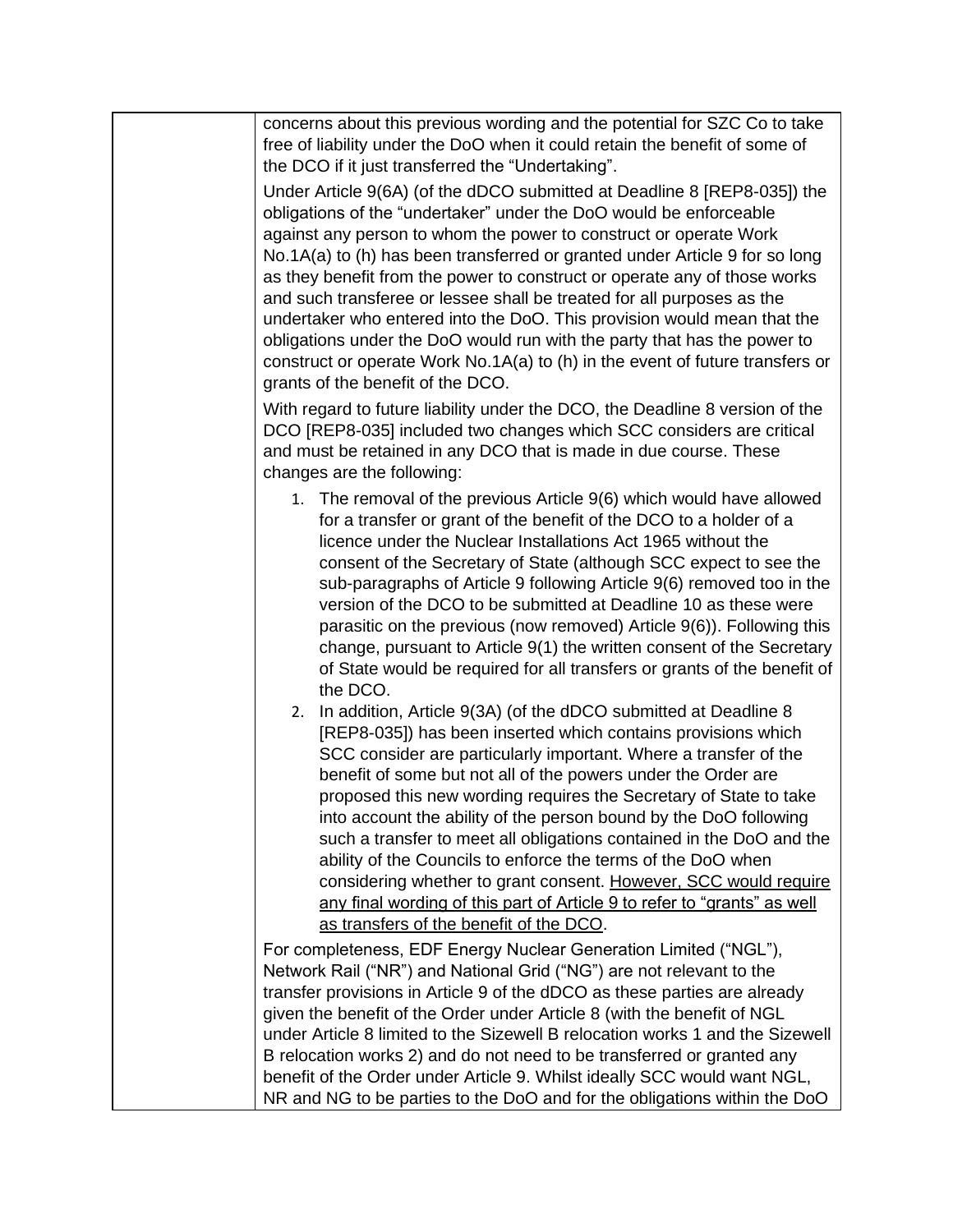| | |
|---|---|
| | concerns about this previous wording and the potential for SZC Co to take free of liability under the DoO when it could retain the benefit of some of the DCO if it just transferred the "Undertaking".<br><br>Under Article 9(6A) (of the dDCO submitted at Deadline 8 [REP8-035]) the obligations of the "undertaker" under the DoO would be enforceable against any person to whom the power to construct or operate Work No.1A(a) to (h) has been transferred or granted under Article 9 for so long as they benefit from the power to construct or operate any of those works and such transferee or lessee shall be treated for all purposes as the undertaker who entered into the DoO. This provision would mean that the obligations under the DoO would run with the party that has the power to construct or operate Work No.1A(a) to (h) in the event of future transfers or grants of the benefit of the DCO.<br><br>With regard to future liability under the DCO, the Deadline 8 version of the DCO [REP8-035] included two changes which SCC considers are critical and must be retained in any DCO that is made in due course. These changes are the following:<br><br>1. The removal of the previous Article 9(6) which would have allowed for a transfer or grant of the benefit of the DCO to a holder of a licence under the Nuclear Installations Act 1965 without the consent of the Secretary of State (although SCC expect to see the sub-paragraphs of Article 9 following Article 9(6) removed too in the version of the DCO to be submitted at Deadline 10 as these were parasitic on the previous (now removed) Article 9(6)). Following this change, pursuant to Article 9(1) the written consent of the Secretary of State would be required for all transfers or grants of the benefit of the DCO.<br>2. In addition, Article 9(3A) (of the dDCO submitted at Deadline 8 [REP8-035]) has been inserted which contains provisions which SCC consider are particularly important. Where a transfer of the benefit of some but not all of the powers under the Order are proposed this new wording requires the Secretary of State to take into account the ability of the person bound by the DoO following such a transfer to meet all obligations contained in the DoO and the ability of the Councils to enforce the terms of the DoO when considering whether to grant consent. <u>However, SCC would require any final wording of this part of Article 9 to refer to "grants" as well as transfers of the benefit of the DCO</u>.<br><br>For completeness, EDF Energy Nuclear Generation Limited ("NGL"), Network Rail ("NR") and National Grid ("NG") are not relevant to the transfer provisions in Article 9 of the dDCO as these parties are already given the benefit of the Order under Article 8 (with the benefit of NGL under Article 8 limited to the Sizewell B relocation works 1 and the Sizewell B relocation works 2) and do not need to be transferred or granted any benefit of the Order under Article 9. Whilst ideally SCC would want NGL, NR and NG to be parties to the DoO and for the obligations within the DoO |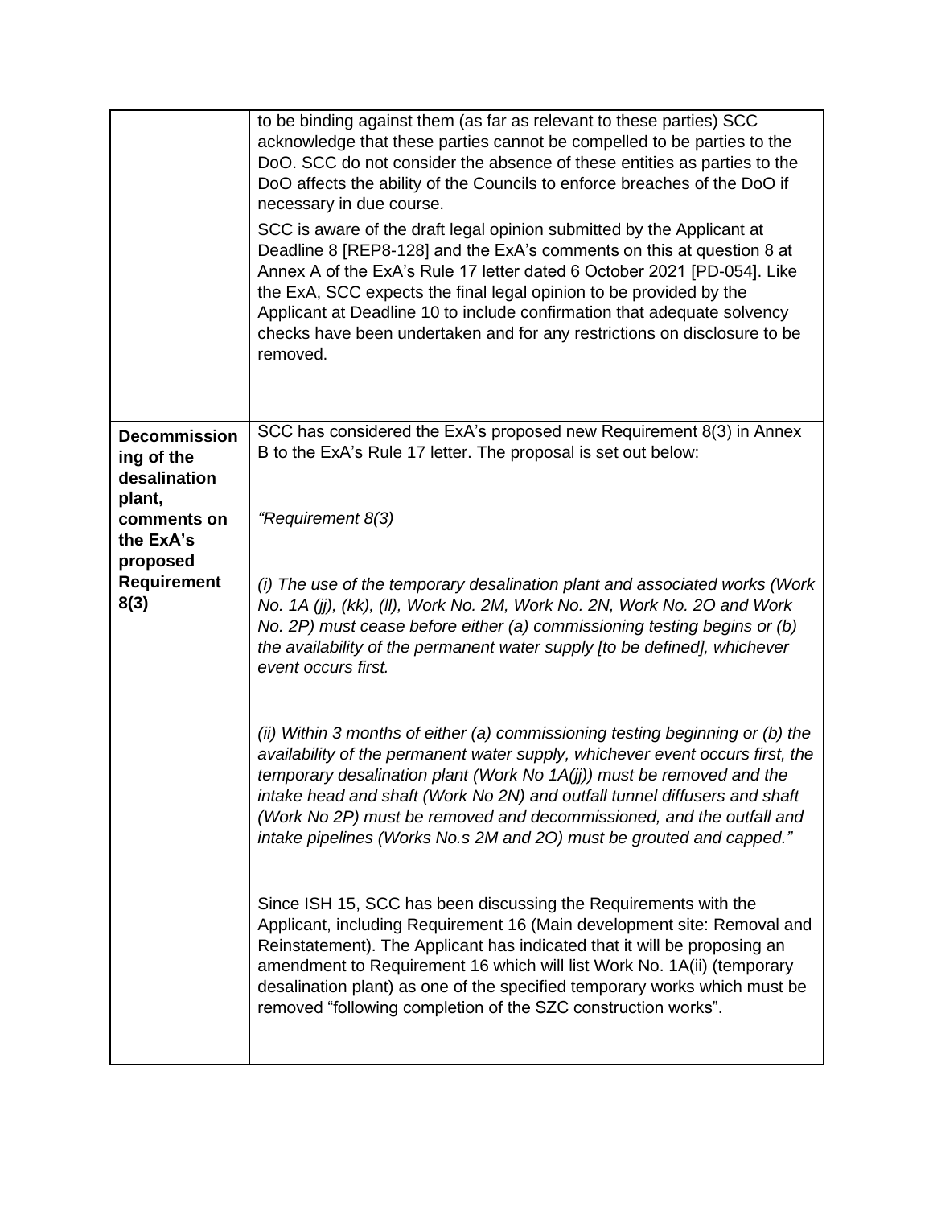| | |
|---|---|
| | to be binding against them (as far as relevant to these parties) SCC acknowledge that these parties cannot be compelled to be parties to the DoO. SCC do not consider the absence of these entities as parties to the DoO affects the ability of the Councils to enforce breaches of the DoO if necessary in due course.<br><br>SCC is aware of the draft legal opinion submitted by the Applicant at Deadline 8 [REP8-128] and the ExA's comments on this at question 8 at Annex A of the ExA's Rule 17 letter dated 6 October 2021 [PD-054]. Like the ExA, SCC expects the final legal opinion to be provided by the Applicant at Deadline 10 to include confirmation that adequate solvency checks have been undertaken and for any restrictions on disclosure to be removed. |
| **Decommissioning of the desalination plant, comments on the ExA's proposed Requirement 8(3)** | SCC has considered the ExA's proposed new Requirement 8(3) in Annex B to the ExA's Rule 17 letter. The proposal is set out below:<br><br>*"Requirement 8(3)*<br><br>*(i) The use of the temporary desalination plant and associated works (Work No. 1A (jj), (kk), (ll), Work No. 2M, Work No. 2N, Work No. 2O and Work No. 2P) must cease before either (a) commissioning testing begins or (b) the availability of the permanent water supply [to be defined], whichever event occurs first.*<br><br>*(ii) Within 3 months of either (a) commissioning testing beginning or (b) the availability of the permanent water supply, whichever event occurs first, the temporary desalination plant (Work No 1A(jj)) must be removed and the intake head and shaft (Work No 2N) and outfall tunnel diffusers and shaft (Work No 2P) must be removed and decommissioned, and the outfall and intake pipelines (Works No.s 2M and 2O) must be grouted and capped."*<br><br>Since ISH 15, SCC has been discussing the Requirements with the Applicant, including Requirement 16 (Main development site: Removal and Reinstatement). The Applicant has indicated that it will be proposing an amendment to Requirement 16 which will list Work No. 1A(ii) (temporary desalination plant) as one of the specified temporary works which must be removed "following completion of the SZC construction works". |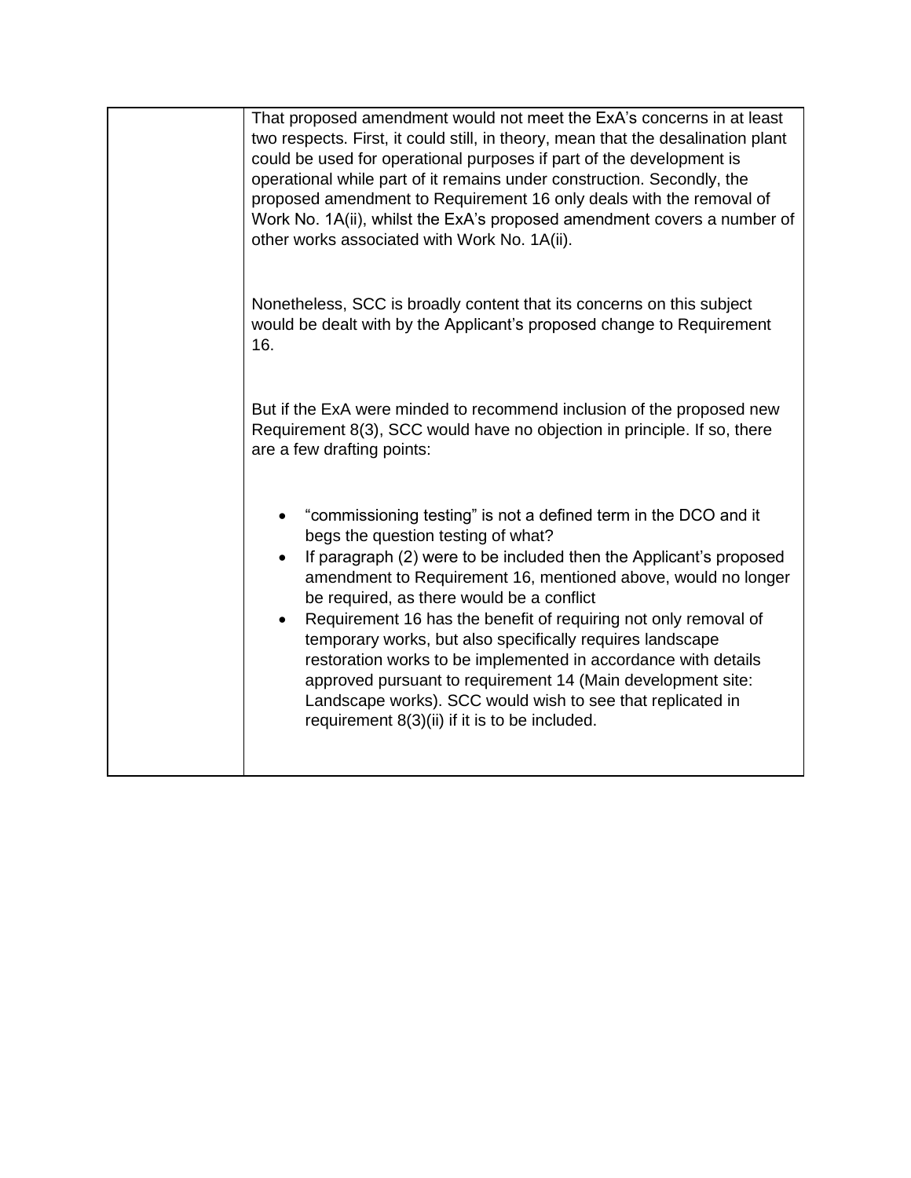| | |
|---|---|
| | That proposed amendment would not meet the ExA's concerns in at least two respects. First, it could still, in theory, mean that the desalination plant could be used for operational purposes if part of the development is operational while part of it remains under construction. Secondly, the proposed amendment to Requirement 16 only deals with the removal of Work No. 1A(ii), whilst the ExA's proposed amendment covers a number of other works associated with Work No. 1A(ii).<br><br>Nonetheless, SCC is broadly content that its concerns on this subject would be dealt with by the Applicant's proposed change to Requirement 16.<br><br>But if the ExA were minded to recommend inclusion of the proposed new Requirement 8(3), SCC would have no objection in principle. If so, there are a few drafting points:<br><br>• "commissioning testing" is not a defined term in the DCO and it begs the question testing of what?<br>• If paragraph (2) were to be included then the Applicant's proposed amendment to Requirement 16, mentioned above, would no longer be required, as there would be a conflict<br>• Requirement 16 has the benefit of requiring not only removal of temporary works, but also specifically requires landscape restoration works to be implemented in accordance with details approved pursuant to requirement 14 (Main development site: Landscape works). SCC would wish to see that replicated in requirement 8(3)(ii) if it is to be included. |